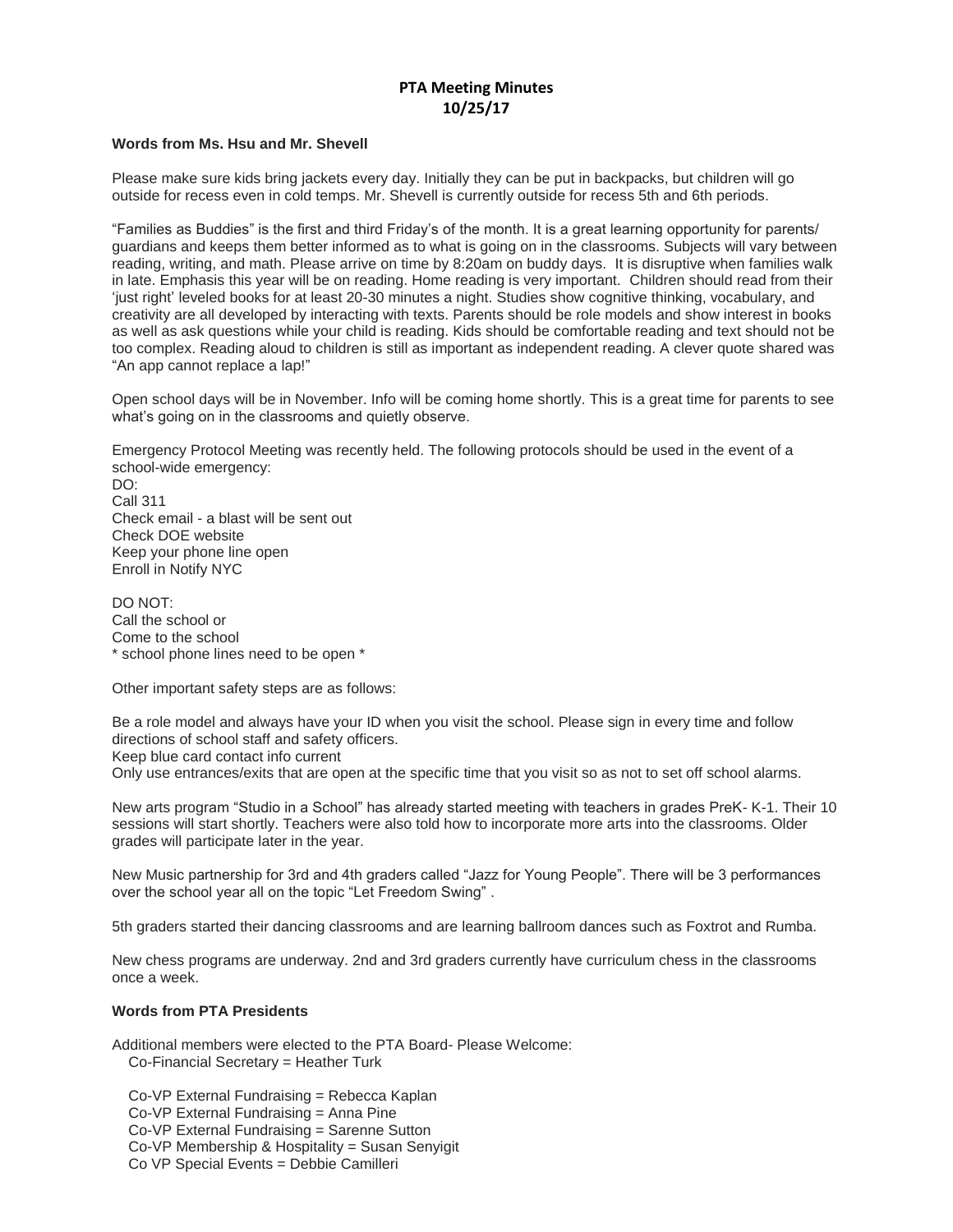# PTA Meeting Minutes
## 10/25/17

**Words from Ms. Hsu and Mr. Shevell**

Please make sure kids bring jackets every day. Initially they can be put in backpacks, but children will go outside for recess even in cold temps. Mr. Shevell is currently outside for recess 5th and 6th periods.

"Families as Buddies" is the first and third Friday's of the month. It is a great learning opportunity for parents/ guardians and keeps them better informed as to what is going on in the classrooms. Subjects will vary between reading, writing, and math. Please arrive on time by 8:20am on buddy days. It is disruptive when families walk in late. Emphasis this year will be on reading. Home reading is very important. Children should read from their 'just right' leveled books for at least 20-30 minutes a night. Studies show cognitive thinking, vocabulary, and creativity are all developed by interacting with texts. Parents should be role models and show interest in books as well as ask questions while your child is reading. Kids should be comfortable reading and text should not be too complex. Reading aloud to children is still as important as independent reading. A clever quote shared was "An app cannot replace a lap!"

Open school days will be in November. Info will be coming home shortly. This is a great time for parents to see what's going on in the classrooms and quietly observe.

Emergency Protocol Meeting was recently held. The following protocols should be used in the event of a school-wide emergency:

DO:
Call 311
Check email - a blast will be sent out
Check DOE website
Keep your phone line open
Enroll in Notify NYC

DO NOT:
Call the school or
Come to the school
* school phone lines need to be open *

Other important safety steps are as follows:

Be a role model and always have your ID when you visit the school. Please sign in every time and follow directions of school staff and safety officers.
Keep blue card contact info current
Only use entrances/exits that are open at the specific time that you visit so as not to set off school alarms.

New arts program "Studio in a School" has already started meeting with teachers in grades PreK- K-1. Their 10 sessions will start shortly. Teachers were also told how to incorporate more arts into the classrooms. Older grades will participate later in the year.

New Music partnership for 3rd and 4th graders called "Jazz for Young People". There will be 3 performances over the school year all on the topic "Let Freedom Swing" .

5th graders started their dancing classrooms and are learning ballroom dances such as Foxtrot and Rumba.

New chess programs are underway. 2nd and 3rd graders currently have curriculum chess in the classrooms once a week.

**Words from PTA Presidents**

Additional members were elected to the PTA Board- Please Welcome:

Co-Financial Secretary = Heather Turk

Co-VP External Fundraising = Rebecca Kaplan
Co-VP External Fundraising = Anna Pine
Co-VP External Fundraising = Sarenne Sutton
Co-VP Membership & Hospitality = Susan Senyigit
Co VP Special Events = Debbie Camilleri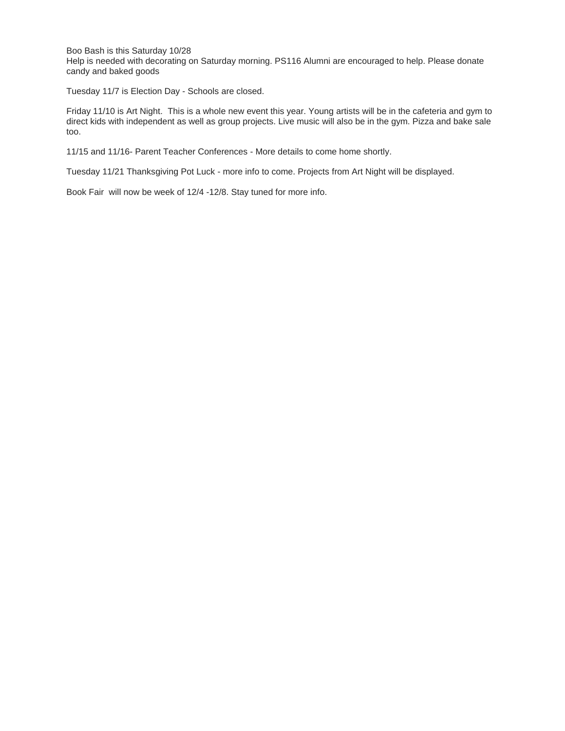Boo Bash is this Saturday 10/28
Help is needed with decorating on Saturday morning. PS116 Alumni are encouraged to help. Please donate candy and baked goods

Tuesday 11/7 is Election Day - Schools are closed.

Friday 11/10 is Art Night. This is a whole new event this year. Young artists will be in the cafeteria and gym to direct kids with independent as well as group projects. Live music will also be in the gym. Pizza and bake sale too.

11/15 and 11/16- Parent Teacher Conferences - More details to come home shortly.

Tuesday 11/21 Thanksgiving Pot Luck - more info to come. Projects from Art Night will be displayed.

Book Fair will now be week of 12/4 -12/8. Stay tuned for more info.